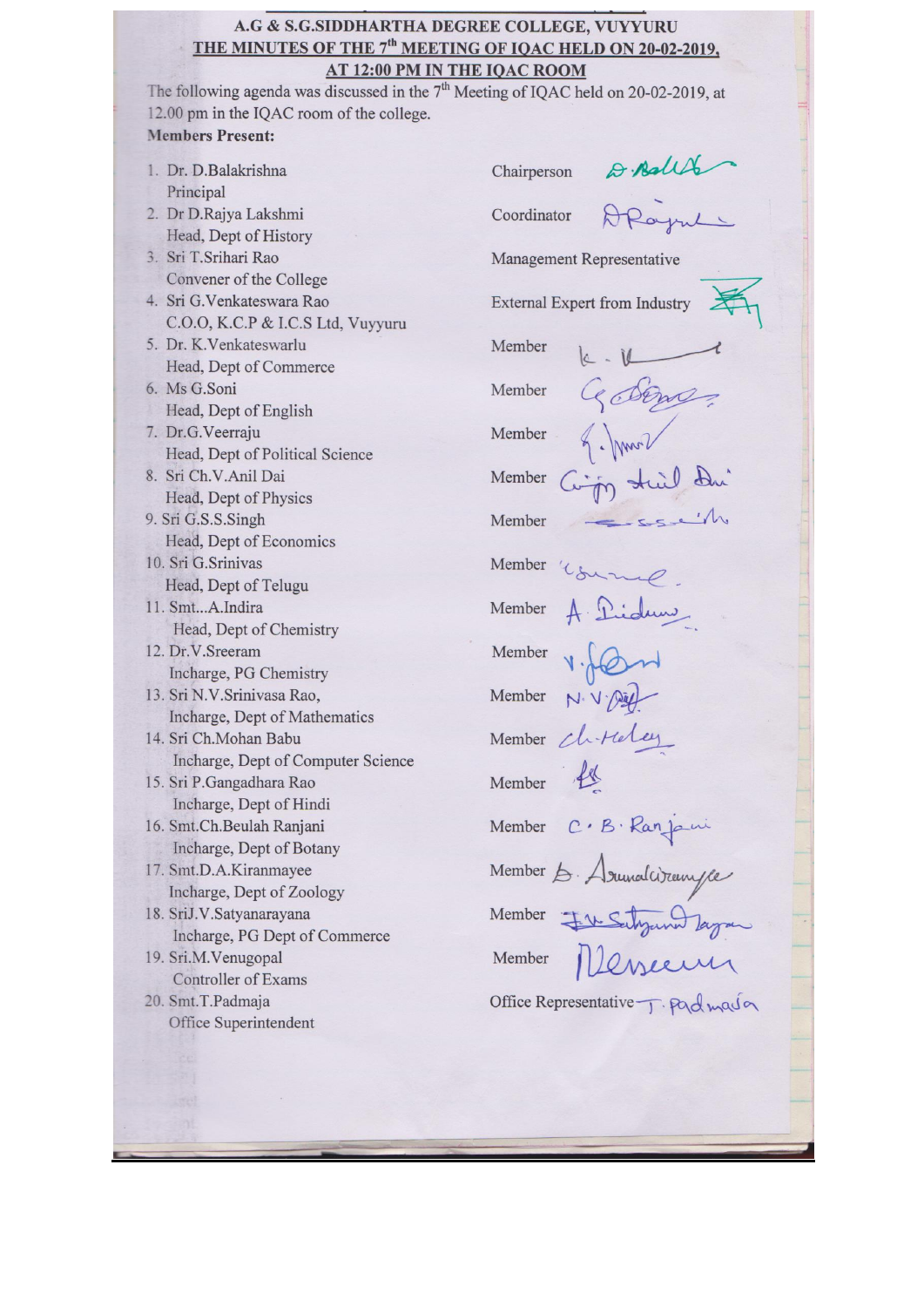# A.G & S.G.SIDDHARTHA DEGREE COLLEGE, VUYYURU

## THE MINUTES OF THE 7th MEETING OF IQAC HELD ON 20-02-2019, AT 12:00 PM IN THE IQAC ROOM

The following agenda was discussed in the 7th Meeting of IQAC held on 20-02-2019, at 12.00 pm in the IQAC room of the college.

**Members Present:**

1. Dr. D.Balakrishna, Principal — Chairperson
2. Dr D.Rajya Lakshmi, Head, Dept of History — Coordinator
3. Sri T.Srihari Rao, Convener of the College — Management Representative
4. Sri G.Venkateswara Rao, C.O.O, K.C.P & I.C.S Ltd, Vuyyuru — External Expert from Industry
5. Dr. K.Venkateswarlu, Head, Dept of Commerce — Member
6. Ms G.Soni, Head, Dept of English — Member
7. Dr.G.Veerraju, Head, Dept of Political Science — Member
8. Sri Ch.V.Anil Dai, Head, Dept of Physics — Member
9. Sri G.S.S.Singh, Head, Dept of Economics — Member
10. Sri G.Srinivas, Head, Dept of Telugu — Member
11. Smt...A.Indira, Head, Dept of Chemistry — Member
12. Dr.V.Sreeram, Incharge, PG Chemistry — Member
13. Sri N.V.Srinivasa Rao, Incharge, Dept of Mathematics — Member
14. Sri Ch.Mohan Babu, Incharge, Dept of Computer Science — Member
15. Sri P.Gangadhara Rao, Incharge, Dept of Hindi — Member
16. Smt.Ch.Beulah Ranjani, Incharge, Dept of Botany — Member
17. Smt.D.A.Kiranmayee, Incharge, Dept of Zoology — Member
18. SriJ.V.Satyanarayana, Incharge, PG Dept of Commerce — Member
19. Sri.M.Venugopal, Controller of Exams — Member
20. Smt.T.Padmaja, Office Superintendent — Office Representative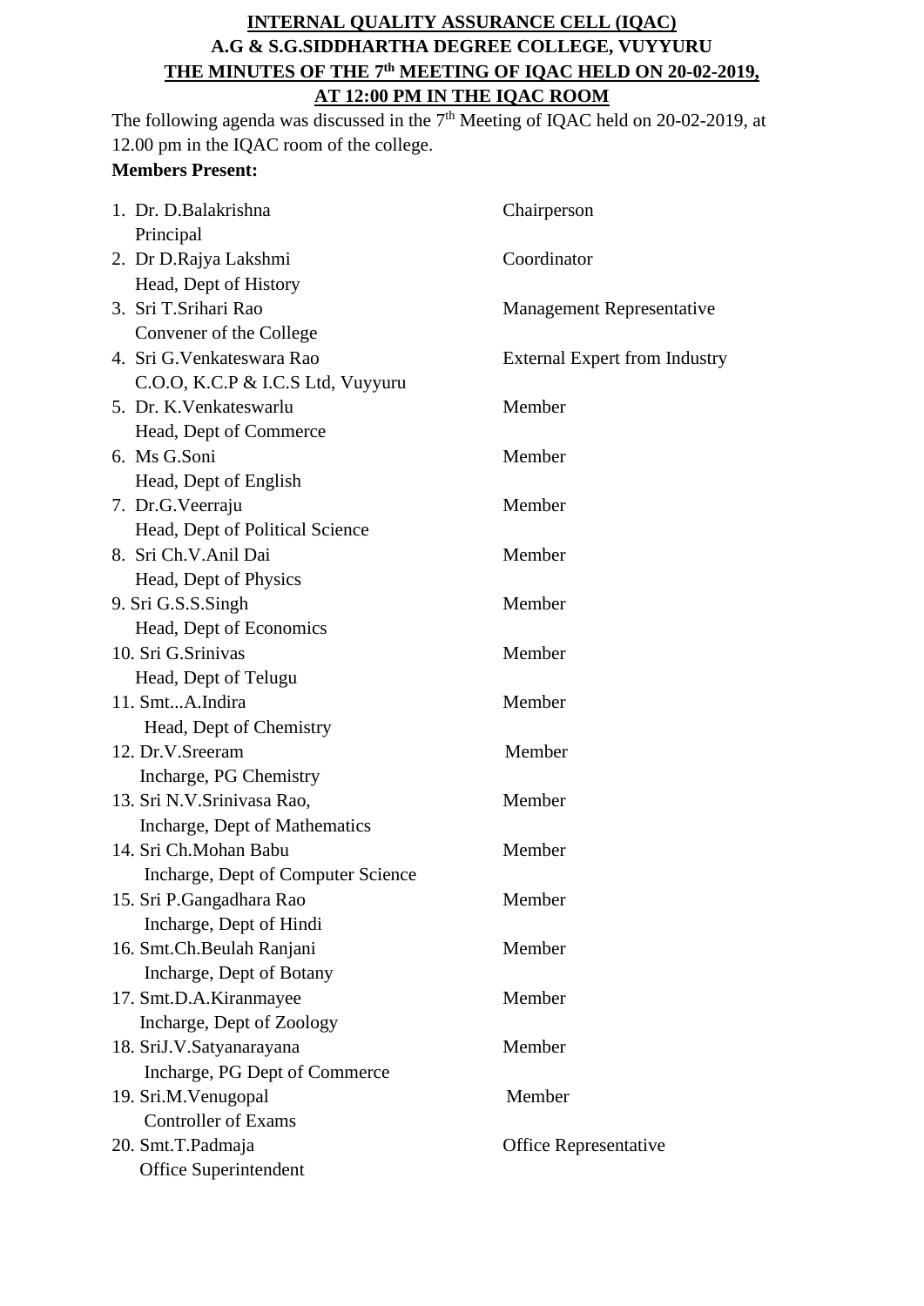**INTERNAL QUALITY ASSURANCE CELL (IQAC)**

**A.G & S.G.SIDDHARTHA DEGREE COLLEGE, VUYYURU**

**THE MINUTES OF THE 7th MEETING OF IQAC HELD ON 20-02-2019, AT 12:00 PM IN THE IQAC ROOM**

The following agenda was discussed in the 7th Meeting of IQAC held on 20-02-2019, at 12.00 pm in the IQAC room of the college.

**Members Present:**

| Name | Role |
|---|---|
| 1. Dr. D.Balakrishna<br>Principal | Chairperson |
| 2. Dr D.Rajya Lakshmi<br>Head, Dept of History | Coordinator |
| 3. Sri T.Srihari Rao<br>Convener of the College | Management Representative |
| 4. Sri G.Venkateswara Rao<br>C.O.O, K.C.P & I.C.S Ltd, Vuyyuru | External Expert from Industry |
| 5. Dr. K.Venkateswarlu<br>Head, Dept of Commerce | Member |
| 6. Ms G.Soni<br>Head, Dept of English | Member |
| 7. Dr.G.Veerraju<br>Head, Dept of Political Science | Member |
| 8. Sri Ch.V.Anil Dai<br>Head, Dept of Physics | Member |
| 9. Sri G.S.S.Singh<br>Head, Dept of Economics | Member |
| 10. Sri G.Srinivas<br>Head, Dept of Telugu | Member |
| 11. Smt...A.Indira<br>Head, Dept of Chemistry | Member |
| 12. Dr.V.Sreeram<br>Incharge, PG Chemistry | Member |
| 13. Sri N.V.Srinivasa Rao,<br>Incharge, Dept of Mathematics | Member |
| 14. Sri Ch.Mohan Babu<br>Incharge, Dept of Computer Science | Member |
| 15. Sri P.Gangadhara Rao<br>Incharge, Dept of Hindi | Member |
| 16. Smt.Ch.Beulah Ranjani<br>Incharge, Dept of Botany | Member |
| 17. Smt.D.A.Kiranmayee<br>Incharge, Dept of Zoology | Member |
| 18. SriJ.V.Satyanarayana<br>Incharge, PG Dept of Commerce | Member |
| 19. Sri.M.Venugopal<br>Controller of Exams | Member |
| 20. Smt.T.Padmaja<br>Office Superintendent | Office Representative |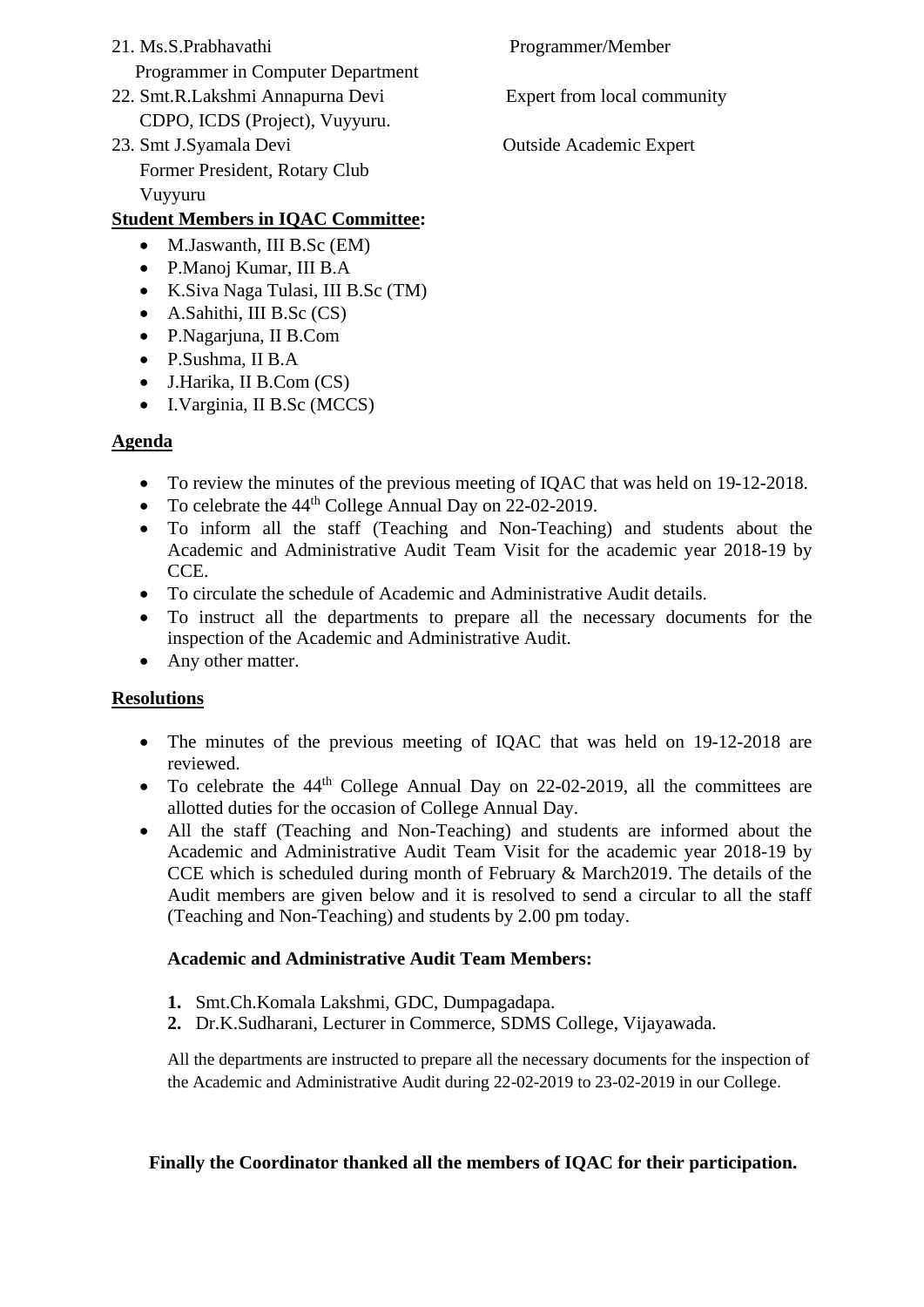21. Ms.S.Prabhavathi Programmer/Member
    Programmer in Computer Department
22. Smt.R.Lakshmi Annapurna Devi Expert from local community
    CDPO, ICDS (Project), Vuyyuru.
23. Smt J.Syamala Devi Outside Academic Expert
    Former President, Rotary Club
    Vuyyuru

**Student Members in IQAC Committee:**

- M.Jaswanth, III B.Sc (EM)
- P.Manoj Kumar, III B.A
- K.Siva Naga Tulasi, III B.Sc (TM)
- A.Sahithi, III B.Sc (CS)
- P.Nagarjuna, II B.Com
- P.Sushma, II B.A
- J.Harika, II B.Com (CS)
- I.Varginia, II B.Sc (MCCS)

**Agenda**

- To review the minutes of the previous meeting of IQAC that was held on 19-12-2018.
- To celebrate the 44th College Annual Day on 22-02-2019.
- To inform all the staff (Teaching and Non-Teaching) and students about the Academic and Administrative Audit Team Visit for the academic year 2018-19 by CCE.
- To circulate the schedule of Academic and Administrative Audit details.
- To instruct all the departments to prepare all the necessary documents for the inspection of the Academic and Administrative Audit.
- Any other matter.

**Resolutions**

- The minutes of the previous meeting of IQAC that was held on 19-12-2018 are reviewed.
- To celebrate the 44th College Annual Day on 22-02-2019, all the committees are allotted duties for the occasion of College Annual Day.
- All the staff (Teaching and Non-Teaching) and students are informed about the Academic and Administrative Audit Team Visit for the academic year 2018-19 by CCE which is scheduled during month of February & March2019. The details of the Audit members are given below and it is resolved to send a circular to all the staff (Teaching and Non-Teaching) and students by 2.00 pm today.

  **Academic and Administrative Audit Team Members:**

  1. Smt.Ch.Komala Lakshmi, GDC, Dumpagadapa.
  2. Dr.K.Sudharani, Lecturer in Commerce, SDMS College, Vijayawada.

  All the departments are instructed to prepare all the necessary documents for the inspection of the Academic and Administrative Audit during 22-02-2019 to 23-02-2019 in our College.

**Finally the Coordinator thanked all the members of IQAC for their participation.**